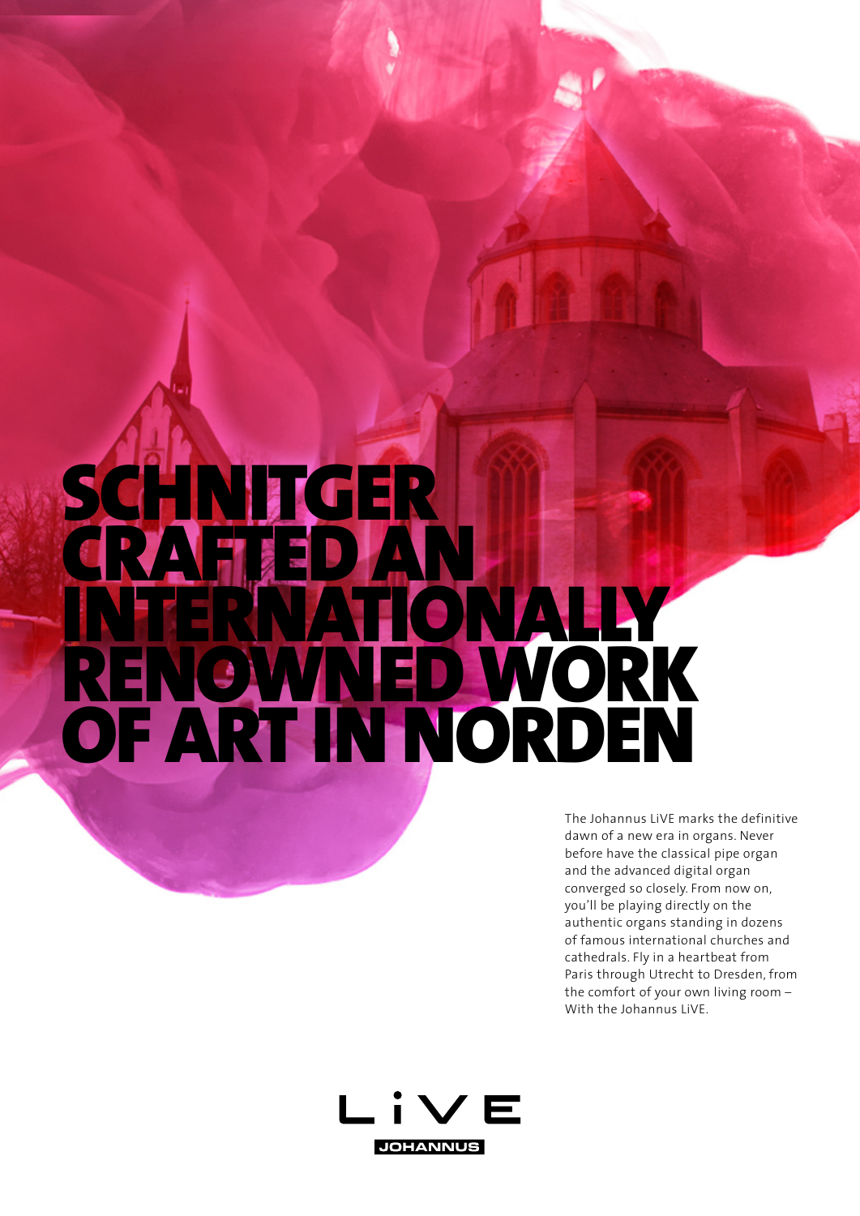# SCHNITGER CRAFTED AN INTERNATIONALLY RENOWNED WORK OF ART IN NORDEN

The Johannus LiVE marks the definitive dawn of a new era in organs. Never before have the classical pipe organ and the advanced digital organ converged so closely. From now on, you'll be playing directly on the authentic organs standing in dozens of famous international churches and cathedrals. Fly in a heartbeat from Paris through Utrecht to Dresden, from the comfort of your own living room – With the Johannus LiVE.

LiVE

JOHANNUS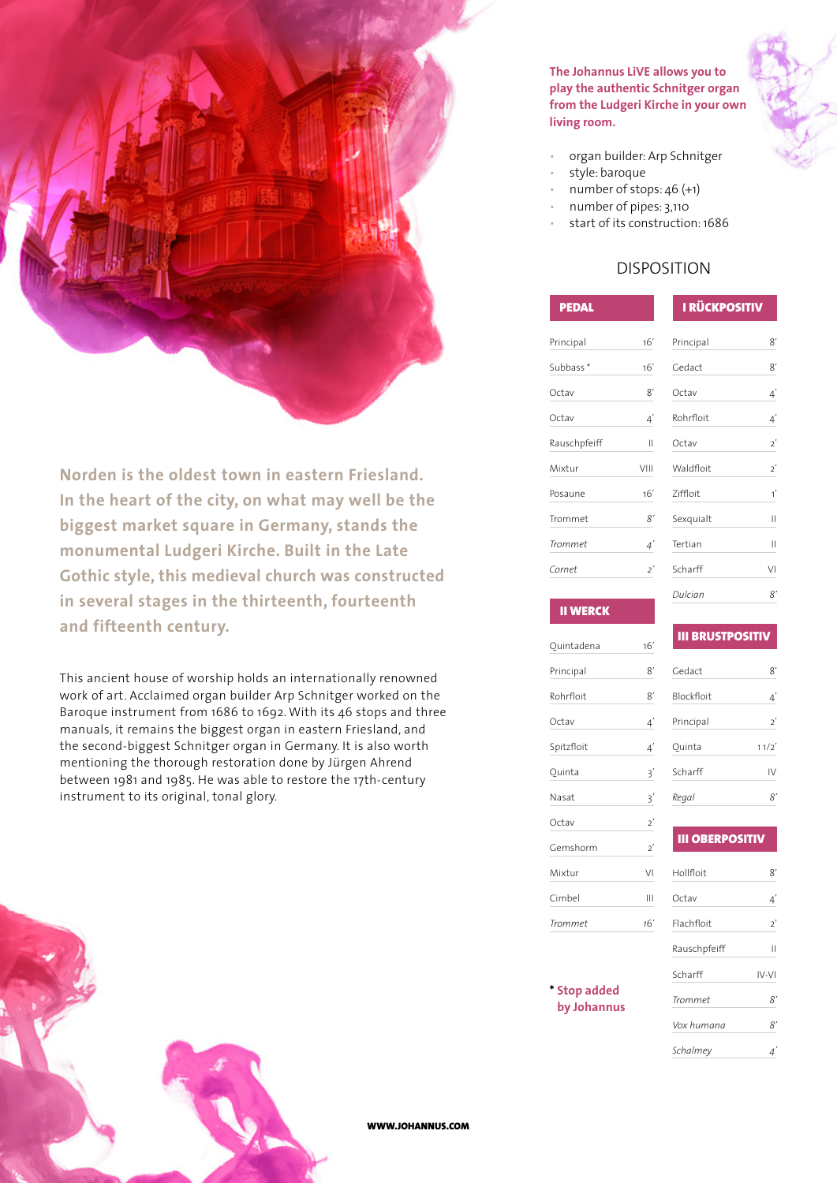**Norden is the oldest town in eastern Friesland. In the heart of the city, on what may well be the biggest market square in Germany, stands the monumental Ludgeri Kirche. Built in the Late Gothic style, this medieval church was constructed in several stages in the thirteenth, fourteenth and fifteenth century.**

This ancient house of worship holds an internationally renowned work of art. Acclaimed organ builder Arp Schnitger worked on the Baroque instrument from 1686 to 1692. With its 46 stops and three manuals, it remains the biggest organ in eastern Friesland, and the second-biggest Schnitger organ in Germany. It is also worth mentioning the thorough restoration done by Jürgen Ahrend between 1981 and 1985. He was able to restore the 17th-century instrument to its original, tonal glory.

**The Johannus LiVE allows you to play the authentic Schnitger organ from the Ludgeri Kirche in your own living room.**

- organ builder: Arp Schnitger
- style: baroque
- number of stops: 46 (+1)
- number of pipes: 3,110
- start of its construction: 1686

## DISPOSITION

### PEDAL

| | |
|---|---|
| Principal | 16' |
| Subbass * | 16' |
| Octav | 8' |
| Octav | 4' |
| Rauschpfeiff | II |
| Mixtur | VIII |
| Posaune | 16' |
| Trommet | 8' |
| *Trommet* | 4' |
| *Cornet* | 2' |

### II WERCK

| | |
|---|---|
| Quintadena | 16' |
| Principal | 8' |
| Rohrfloit | 8' |
| Octav | 4' |
| Spitzfloit | 4' |
| Quinta | 3' |
| Nasat | 3' |
| Octav | 2' |
| Gemshorn | 2' |
| Mixtur | VI |
| Cimbel | III |
| *Trommet* | 16' |

### I RÜCKPOSITIV

| | |
|---|---|
| Principal | 8' |
| Gedact | 8' |
| Octav | 4' |
| Rohrfloit | 4' |
| Octav | 2' |
| Waldfloit | 2' |
| Zifloit | 1' |
| Sexquialt | II |
| Tertian | II |
| Scharff | VI |
| *Dulcian* | 8' |

### III BRUSTPOSITIV

| | |
|---|---|
| Gedact | 8' |
| Blockfloit | 4' |
| Principal | 2' |
| Quinta | 1 1/2' |
| Scharff | IV |
| *Regal* | 8' |

### III OBERPOSITIV

| | |
|---|---|
| Hollfloit | 8' |
| Octav | 4' |
| Flachfloit | 2' |
| Rauschpfeiff | II |
| Scharff | IV-VI |
| *Trommet* | 8' |
| *Vox humana* | 8' |
| *Schalmey* | 4' |

**\* Stop added by Johannus**

**WWW.JOHANNUS.COM**